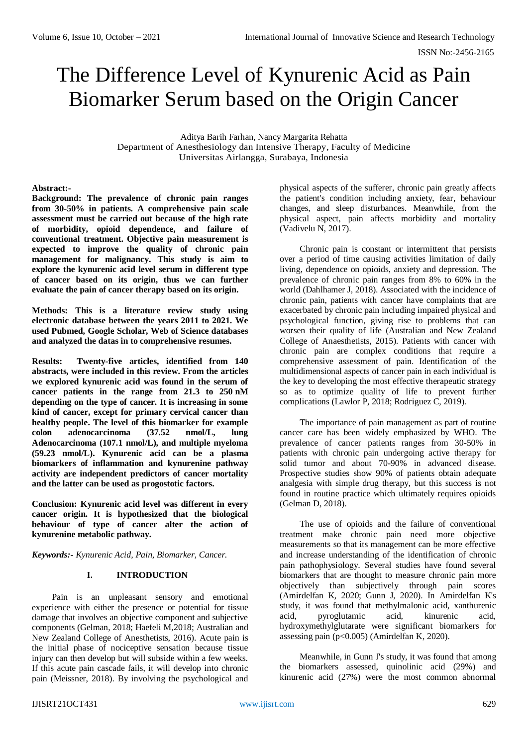# The Difference Level of Kynurenic Acid as Pain Biomarker Serum based on the Origin Cancer

Aditya Barih Farhan, Nancy Margarita Rehatta
Department of Anesthesiology dan Intensive Therapy, Faculty of Medicine
Universitas Airlangga, Surabaya, Indonesia

**Abstract:-**

**Background: The prevalence of chronic pain ranges from 30-50% in patients. A comprehensive pain scale assessment must be carried out because of the high rate of morbidity, opioid dependence, and failure of conventional treatment. Objective pain measurement is expected to improve the quality of chronic pain management for malignancy. This study is aim to explore the kynurenic acid level serum in different type of cancer based on its origin, thus we can further evaluate the pain of cancer therapy based on its origin.**

**Methods: This is a literature review study using electronic database between the years 2011 to 2021. We used Pubmed, Google Scholar, Web of Science databases and analyzed the datas in to comprehensive resumes.**

**Results: Twenty-five articles, identified from 140 abstracts, were included in this review. From the articles we explored kynurenic acid was found in the serum of cancer patients in the range from 21.3 to 250 nM depending on the type of cancer. It is increasing in some kind of cancer, except for primary cervical cancer than healthy people. The level of this biomarker for example colon adenocarcinoma (37.52 nmol/L, lung Adenocarcinoma (107.1 nmol/L), and multiple myeloma (59.23 nmol/L). Kynurenic acid can be a plasma biomarkers of inflammation and kynurenine pathway activity are independent predictors of cancer mortality and the latter can be used as progostotic factors.**

**Conclusion: Kynurenic acid level was different in every cancer origin. It is hypothesized that the biological behaviour of type of cancer alter the action of kynurenine metabolic pathway.**

***Keywords:-** Kynurenic Acid, Pain, Biomarker, Cancer.*

## I. INTRODUCTION

Pain is an unpleasant sensory and emotional experience with either the presence or potential for tissue damage that involves an objective component and subjective components (Gelman, 2018; Haefeli M,2018; Australian and New Zealand College of Anesthetists, 2016). Acute pain is the initial phase of nociceptive sensation because tissue injury can then develop but will subside within a few weeks. If this acute pain cascade fails, it will develop into chronic pain (Meissner, 2018). By involving the psychological and physical aspects of the sufferer, chronic pain greatly affects the patient's condition including anxiety, fear, behaviour changes, and sleep disturbances. Meanwhile, from the physical aspect, pain affects morbidity and mortality (Vadivelu N, 2017).

Chronic pain is constant or intermittent that persists over a period of time causing activities limitation of daily living, dependence on opioids, anxiety and depression. The prevalence of chronic pain ranges from 8% to 60% in the world (Dahlhamer J, 2018). Associated with the incidence of chronic pain, patients with cancer have complaints that are exacerbated by chronic pain including impaired physical and psychological function, giving rise to problems that can worsen their quality of life (Australian and New Zealand College of Anaesthetists, 2015). Patients with cancer with chronic pain are complex conditions that require a comprehensive assessment of pain. Identification of the multidimensional aspects of cancer pain in each individual is the key to developing the most effective therapeutic strategy so as to optimize quality of life to prevent further complications (Lawlor P, 2018; Rodriguez C, 2019).

The importance of pain management as part of routine cancer care has been widely emphasized by WHO. The prevalence of cancer patients ranges from 30-50% in patients with chronic pain undergoing active therapy for solid tumor and about 70-90% in advanced disease. Prospective studies show 90% of patients obtain adequate analgesia with simple drug therapy, but this success is not found in routine practice which ultimately requires opioids (Gelman D, 2018).

The use of opioids and the failure of conventional treatment make chronic pain need more objective measurements so that its management can be more effective and increase understanding of the identification of chronic pain pathophysiology. Several studies have found several biomarkers that are thought to measure chronic pain more objectively than subjectively through pain scores (Amirdelfan K, 2020; Gunn J, 2020). In Amirdelfan K's study, it was found that methylmalonic acid, xanthurenic acid, pyroglutamic acid, kinurenic acid, hydroxymethylglutarate were significant biomarkers for assessing pain ($p<0.005$) (Amirdelfan K, 2020).

Meanwhile, in Gunn J's study, it was found that among the biomarkers assessed, quinolinic acid (29%) and kinurenic acid (27%) were the most common abnormal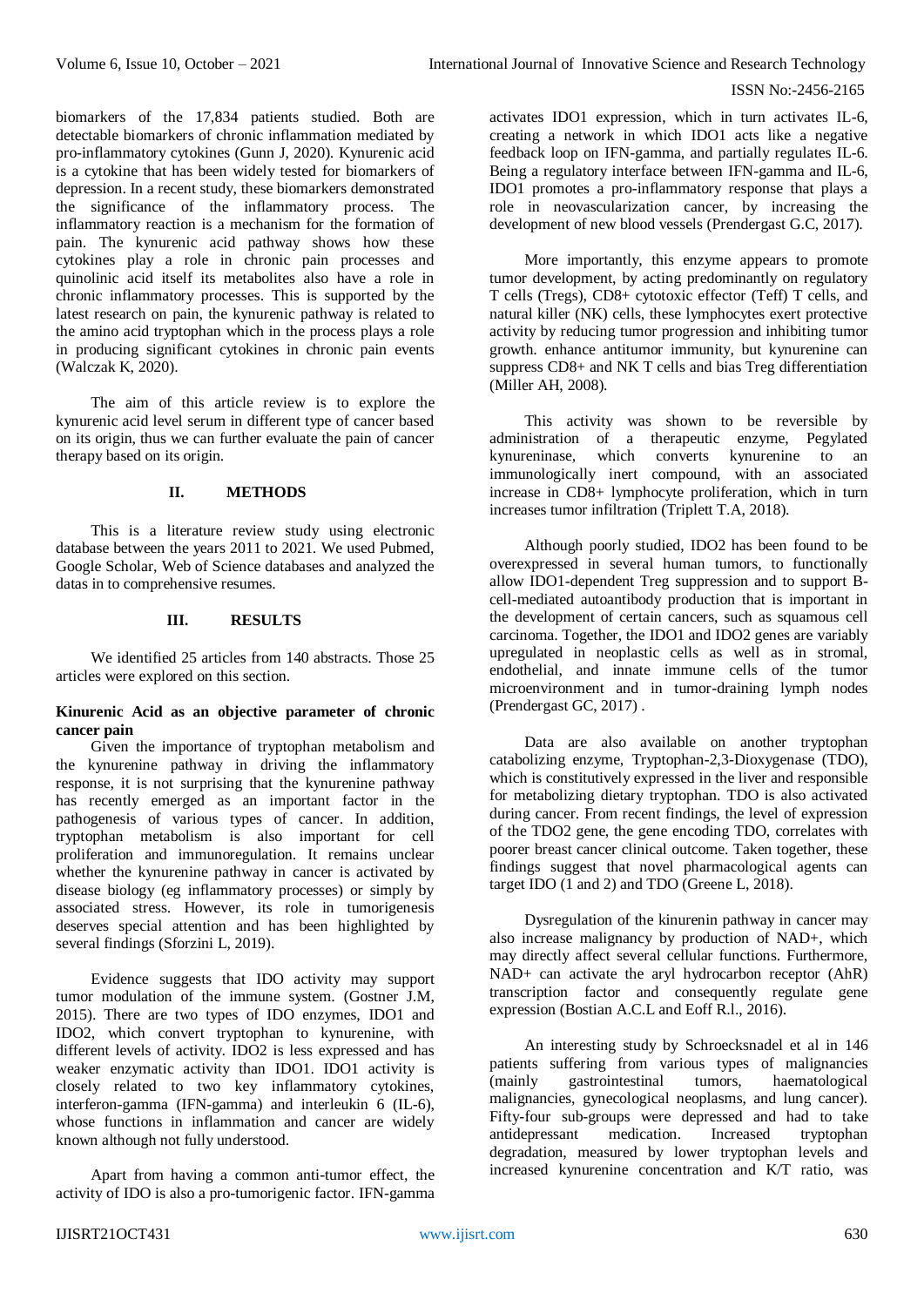biomarkers of the 17,834 patients studied. Both are detectable biomarkers of chronic inflammation mediated by pro-inflammatory cytokines (Gunn J, 2020). Kynurenic acid is a cytokine that has been widely tested for biomarkers of depression. In a recent study, these biomarkers demonstrated the significance of the inflammatory process. The inflammatory reaction is a mechanism for the formation of pain. The kynurenic acid pathway shows how these cytokines play a role in chronic pain processes and quinolinic acid itself its metabolites also have a role in chronic inflammatory processes. This is supported by the latest research on pain, the kynurenic pathway is related to the amino acid tryptophan which in the process plays a role in producing significant cytokines in chronic pain events (Walczak K, 2020).

The aim of this article review is to explore the kynurenic acid level serum in different type of cancer based on its origin, thus we can further evaluate the pain of cancer therapy based on its origin.

## II. METHODS

This is a literature review study using electronic database between the years 2011 to 2021. We used Pubmed, Google Scholar, Web of Science databases and analyzed the datas in to comprehensive resumes.

## III. RESULTS

We identified 25 articles from 140 abstracts. Those 25 articles were explored on this section.

**Kinurenic Acid as an objective parameter of chronic cancer pain**

Given the importance of tryptophan metabolism and the kynurenine pathway in driving the inflammatory response, it is not surprising that the kynurenine pathway has recently emerged as an important factor in the pathogenesis of various types of cancer. In addition, tryptophan metabolism is also important for cell proliferation and immunoregulation. It remains unclear whether the kynurenine pathway in cancer is activated by disease biology (eg inflammatory processes) or simply by associated stress. However, its role in tumorigenesis deserves special attention and has been highlighted by several findings (Sforzini L, 2019).

Evidence suggests that IDO activity may support tumor modulation of the immune system. (Gostner J.M, 2015). There are two types of IDO enzymes, IDO1 and IDO2, which convert tryptophan to kynurenine, with different levels of activity. IDO2 is less expressed and has weaker enzymatic activity than IDO1. IDO1 activity is closely related to two key inflammatory cytokines, interferon-gamma (IFN-gamma) and interleukin 6 (IL-6), whose functions in inflammation and cancer are widely known although not fully understood.

Apart from having a common anti-tumor effect, the activity of IDO is also a pro-tumorigenic factor. IFN-gamma activates IDO1 expression, which in turn activates IL-6, creating a network in which IDO1 acts like a negative feedback loop on IFN-gamma, and partially regulates IL-6. Being a regulatory interface between IFN-gamma and IL-6, IDO1 promotes a pro-inflammatory response that plays a role in neovascularization cancer, by increasing the development of new blood vessels (Prendergast G.C, 2017).

More importantly, this enzyme appears to promote tumor development, by acting predominantly on regulatory T cells (Tregs), CD8+ cytotoxic effector (Teff) T cells, and natural killer (NK) cells, these lymphocytes exert protective activity by reducing tumor progression and inhibiting tumor growth. enhance antitumor immunity, but kynurenine can suppress CD8+ and NK T cells and bias Treg differentiation (Miller AH, 2008).

This activity was shown to be reversible by administration of a therapeutic enzyme, Pegylated kynureninase, which converts kynurenine to an immunologically inert compound, with an associated increase in CD8+ lymphocyte proliferation, which in turn increases tumor infiltration (Triplett T.A, 2018).

Although poorly studied, IDO2 has been found to be overexpressed in several human tumors, to functionally allow IDO1-dependent Treg suppression and to support B-cell-mediated autoantibody production that is important in the development of certain cancers, such as squamous cell carcinoma. Together, the IDO1 and IDO2 genes are variably upregulated in neoplastic cells as well as in stromal, endothelial, and innate immune cells of the tumor microenvironment and in tumor-draining lymph nodes (Prendergast GC, 2017) .

Data are also available on another tryptophan catabolizing enzyme, Tryptophan-2,3-Dioxygenase (TDO), which is constitutively expressed in the liver and responsible for metabolizing dietary tryptophan. TDO is also activated during cancer. From recent findings, the level of expression of the TDO2 gene, the gene encoding TDO, correlates with poorer breast cancer clinical outcome. Taken together, these findings suggest that novel pharmacological agents can target IDO (1 and 2) and TDO (Greene L, 2018).

Dysregulation of the kinurenin pathway in cancer may also increase malignancy by production of NAD+, which may directly affect several cellular functions. Furthermore, NAD+ can activate the aryl hydrocarbon receptor (AhR) transcription factor and consequently regulate gene expression (Bostian A.C.L and Eoff R.l., 2016).

An interesting study by Schroecksnadel et al in 146 patients suffering from various types of malignancies (mainly gastrointestinal tumors, haematological malignancies, gynecological neoplasms, and lung cancer). Fifty-four sub-groups were depressed and had to take antidepressant medication. Increased tryptophan degradation, measured by lower tryptophan levels and increased kynurenine concentration and K/T ratio, was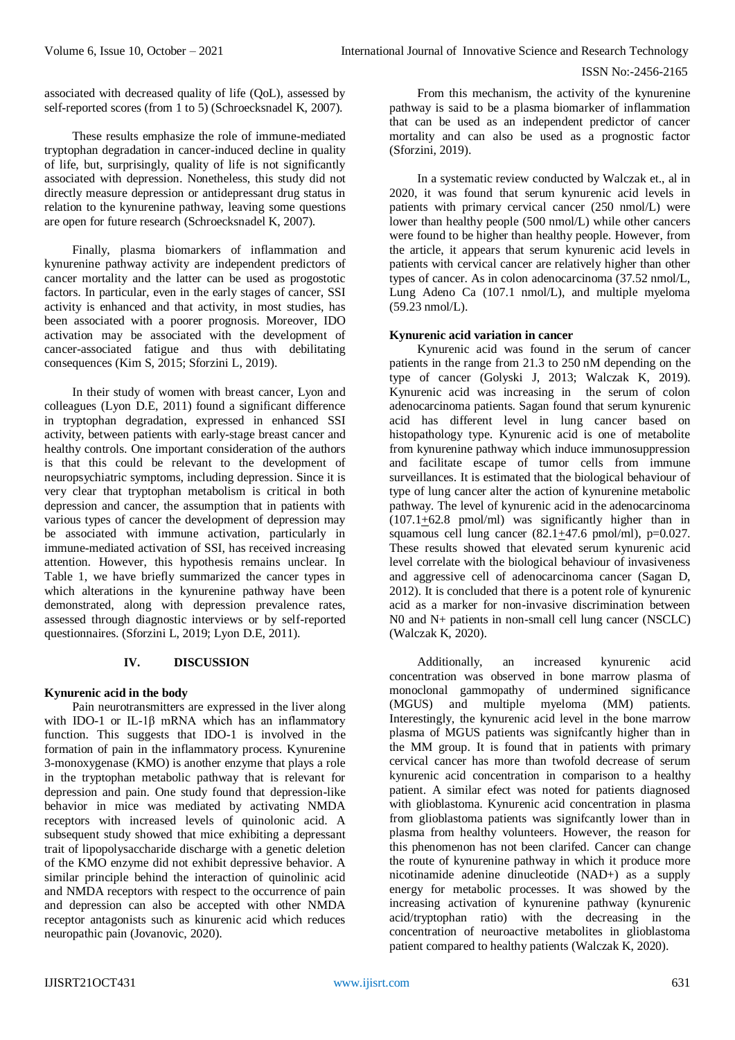associated with decreased quality of life (QoL), assessed by self-reported scores (from 1 to 5) (Schroecksnadel K, 2007).

These results emphasize the role of immune-mediated tryptophan degradation in cancer-induced decline in quality of life, but, surprisingly, quality of life is not significantly associated with depression. Nonetheless, this study did not directly measure depression or antidepressant drug status in relation to the kynurenine pathway, leaving some questions are open for future research (Schroecksnadel K, 2007).

Finally, plasma biomarkers of inflammation and kynurenine pathway activity are independent predictors of cancer mortality and the latter can be used as progostotic factors. In particular, even in the early stages of cancer, SSI activity is enhanced and that activity, in most studies, has been associated with a poorer prognosis. Moreover, IDO activation may be associated with the development of cancer-associated fatigue and thus with debilitating consequences (Kim S, 2015; Sforzini L, 2019).

In their study of women with breast cancer, Lyon and colleagues (Lyon D.E, 2011) found a significant difference in tryptophan degradation, expressed in enhanced SSI activity, between patients with early-stage breast cancer and healthy controls. One important consideration of the authors is that this could be relevant to the development of neuropsychiatric symptoms, including depression. Since it is very clear that tryptophan metabolism is critical in both depression and cancer, the assumption that in patients with various types of cancer the development of depression may be associated with immune activation, particularly in immune-mediated activation of SSI, has received increasing attention. However, this hypothesis remains unclear. In Table 1, we have briefly summarized the cancer types in which alterations in the kynurenine pathway have been demonstrated, along with depression prevalence rates, assessed through diagnostic interviews or by self-reported questionnaires. (Sforzini L, 2019; Lyon D.E, 2011).

## IV. DISCUSSION

**Kynurenic acid in the body**

Pain neurotransmitters are expressed in the liver along with IDO-1 or IL-1β mRNA which has an inflammatory function. This suggests that IDO-1 is involved in the formation of pain in the inflammatory process. Kynurenine 3-monoxygenase (KMO) is another enzyme that plays a role in the tryptophan metabolic pathway that is relevant for depression and pain. One study found that depression-like behavior in mice was mediated by activating NMDA receptors with increased levels of quinolonic acid. A subsequent study showed that mice exhibiting a depressant trait of lipopolysaccharide discharge with a genetic deletion of the KMO enzyme did not exhibit depressive behavior. A similar principle behind the interaction of quinolinic acid and NMDA receptors with respect to the occurrence of pain and depression can also be accepted with other NMDA receptor antagonists such as kinurenic acid which reduces neuropathic pain (Jovanovic, 2020).

From this mechanism, the activity of the kynurenine pathway is said to be a plasma biomarker of inflammation that can be used as an independent predictor of cancer mortality and can also be used as a prognostic factor (Sforzini, 2019).

In a systematic review conducted by Walczak et., al in 2020, it was found that serum kynurenic acid levels in patients with primary cervical cancer (250 nmol/L) were lower than healthy people (500 nmol/L) while other cancers were found to be higher than healthy people. However, from the article, it appears that serum kynurenic acid levels in patients with cervical cancer are relatively higher than other types of cancer. As in colon adenocarcinoma (37.52 nmol/L, Lung Adeno Ca (107.1 nmol/L), and multiple myeloma (59.23 nmol/L).

**Kynurenic acid variation in cancer**

Kynurenic acid was found in the serum of cancer patients in the range from 21.3 to 250 nM depending on the type of cancer (Golyski J, 2013; Walczak K, 2019). Kynurenic acid was increasing in the serum of colon adenocarcinoma patients. Sagan found that serum kynurenic acid has different level in lung cancer based on histopathology type. Kynurenic acid is one of metabolite from kynurenine pathway which induce immunosuppression and facilitate escape of tumor cells from immune surveillances. It is estimated that the biological behaviour of type of lung cancer alter the action of kynurenine metabolic pathway. The level of kynurenic acid in the adenocarcinoma (107.1±62.8 pmol/ml) was significantly higher than in squamous cell lung cancer (82.1±47.6 pmol/ml), p=0.027. These results showed that elevated serum kynurenic acid level correlate with the biological behaviour of invasiveness and aggressive cell of adenocarcinoma cancer (Sagan D, 2012). It is concluded that there is a potent role of kynurenic acid as a marker for non-invasive discrimination between N0 and N+ patients in non-small cell lung cancer (NSCLC) (Walczak K, 2020).

Additionally, an increased kynurenic acid concentration was observed in bone marrow plasma of monoclonal gammopathy of undermined significance (MGUS) and multiple myeloma (MM) patients. Interestingly, the kynurenic acid level in the bone marrow plasma of MGUS patients was signifcantly higher than in the MM group. It is found that in patients with primary cervical cancer has more than twofold decrease of serum kynurenic acid concentration in comparison to a healthy patient. A similar efect was noted for patients diagnosed with glioblastoma. Kynurenic acid concentration in plasma from glioblastoma patients was signifcantly lower than in plasma from healthy volunteers. However, the reason for this phenomenon has not been clarifed. Cancer can change the route of kynurenine pathway in which it produce more nicotinamide adenine dinucleotide (NAD+) as a supply energy for metabolic processes. It was showed by the increasing activation of kynurenine pathway (kynurenic acid/tryptophan ratio) with the decreasing in the concentration of neuroactive metabolites in glioblastoma patient compared to healthy patients (Walczak K, 2020).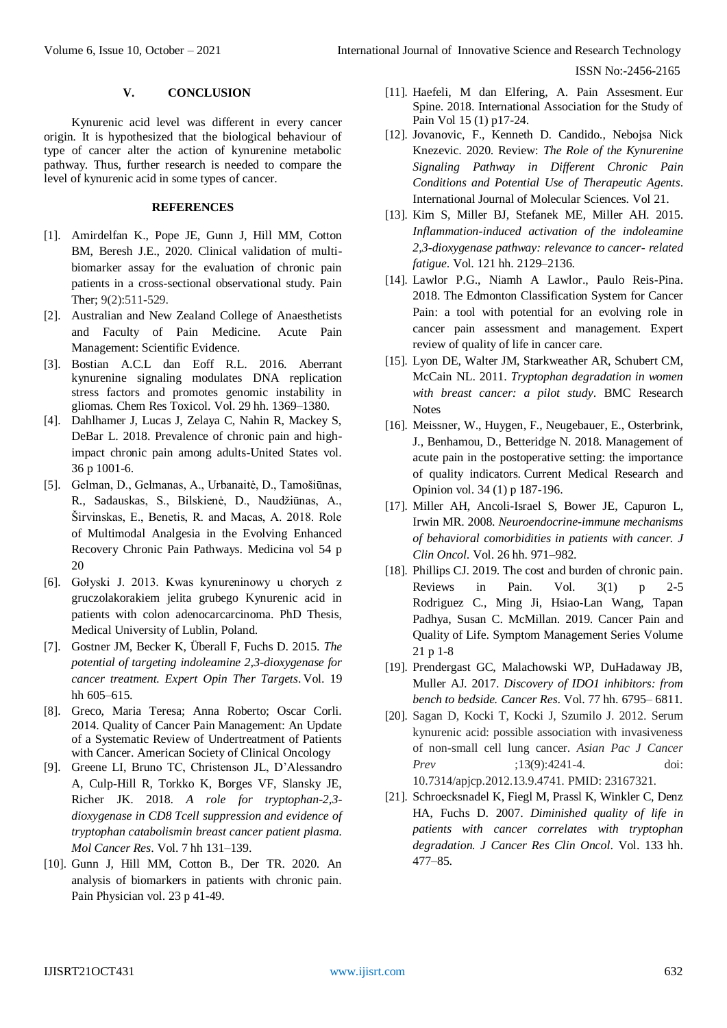## V. CONCLUSION

Kynurenic acid level was different in every cancer origin. It is hypothesized that the biological behaviour of type of cancer alter the action of kynurenine metabolic pathway. Thus, further research is needed to compare the level of kynurenic acid in some types of cancer.

## REFERENCES

[1]. Amirdelfan K., Pope JE, Gunn J, Hill MM, Cotton BM, Beresh J.E., 2020. Clinical validation of multi-biomarker assay for the evaluation of chronic pain patients in a cross-sectional observational study. Pain Ther; 9(2):511-529.

[2]. Australian and New Zealand College of Anaesthetists and Faculty of Pain Medicine. Acute Pain Management: Scientific Evidence.

[3]. Bostian A.C.L dan Eoff R.L. 2016. Aberrant kynurenine signaling modulates DNA replication stress factors and promotes genomic instability in gliomas. Chem Res Toxicol. Vol. 29 hh. 1369–1380.

[4]. Dahlhamer J, Lucas J, Zelaya C, Nahin R, Mackey S, DeBar L. 2018. Prevalence of chronic pain and high-impact chronic pain among adults-United States vol. 36 p 1001-6.

[5]. Gelman, D., Gelmanas, A., Urbanaitė, D., Tamošiūnas, R., Sadauskas, S., Bilskienė, D., Naudžiūnas, A., Širvinskas, E., Benetis, R. and Macas, A. 2018. Role of Multimodal Analgesia in the Evolving Enhanced Recovery Chronic Pain Pathways. Medicina vol 54 p 20

[6]. Gołyski J. 2013. Kwas kynureninowy u chorych z gruczolakorakiem jelita grubego Kynurenic acid in patients with colon adenocarcarcinoma. PhD Thesis, Medical University of Lublin, Poland.

[7]. Gostner JM, Becker K, Überall F, Fuchs D. 2015. *The potential of targeting indoleamine 2,3-dioxygenase for cancer treatment. Expert Opin Ther Targets*. Vol. 19 hh 605–615.

[8]. Greco, Maria Teresa; Anna Roberto; Oscar Corli. 2014. Quality of Cancer Pain Management: An Update of a Systematic Review of Undertreatment of Patients with Cancer. American Society of Clinical Oncology

[9]. Greene LI, Bruno TC, Christenson JL, D'Alessandro A, Culp-Hill R, Torkko K, Borges VF, Slansky JE, Richer JK. 2018. *A role for tryptophan-2,3-dioxygenase in CD8 Tcell suppression and evidence of tryptophan catabolismin breast cancer patient plasma. Mol Cancer Res*. Vol. 7 hh 131–139.

[10]. Gunn J, Hill MM, Cotton B., Der TR. 2020. An analysis of biomarkers in patients with chronic pain. Pain Physician vol. 23 p 41-49.

[11]. Haefeli, M dan Elfering, A. Pain Assessment. Eur Spine. 2018. International Association for the Study of Pain Vol 15 (1) p17-24.

[12]. Jovanovic, F., Kenneth D. Candido., Nebojsa Nick Knezevic. 2020. Review: *The Role of the Kynurenine Signaling Pathway in Different Chronic Pain Conditions and Potential Use of Therapeutic Agents*. International Journal of Molecular Sciences. Vol 21.

[13]. Kim S, Miller BJ, Stefanek ME, Miller AH. 2015. *Inflammation-induced activation of the indoleamine 2,3-dioxygenase pathway: relevance to cancer- related fatigue*. Vol. 121 hh. 2129–2136.

[14]. Lawlor P.G., Niamh A Lawlor., Paulo Reis-Pina. 2018. The Edmonton Classification System for Cancer Pain: a tool with potential for an evolving role in cancer pain assessment and management. Expert review of quality of life in cancer care.

[15]. Lyon DE, Walter JM, Starkweather AR, Schubert CM, McCain NL. 2011. *Tryptophan degradation in women with breast cancer: a pilot study*. BMC Research Notes

[16]. Meissner, W., Huygen, F., Neugebauer, E., Osterbrink, J., Benhamou, D., Betteridge N. 2018. Management of acute pain in the postoperative setting: the importance of quality indicators. Current Medical Research and Opinion vol. 34 (1) p 187-196.

[17]. Miller AH, Ancoli-Israel S, Bower JE, Capuron L, Irwin MR. 2008. *Neuroendocrine-immune mechanisms of behavioral comorbidities in patients with cancer. J Clin Oncol*. Vol. 26 hh. 971–982.

[18]. Phillips CJ. 2019. The cost and burden of chronic pain. Reviews in Pain. Vol. 3(1) p 2-5 Rodriguez C., Ming Ji, Hsiao-Lan Wang, Tapan Padhya, Susan C. McMillan. 2019. Cancer Pain and Quality of Life. Symptom Management Series Volume 21 p 1-8

[19]. Prendergast GC, Malachowski WP, DuHadaway JB, Muller AJ. 2017. *Discovery of IDO1 inhibitors: from bench to bedside. Cancer Res*. Vol. 77 hh. 6795– 6811.

[20]. Sagan D, Kocki T, Kocki J, Szumilo J. 2012. Serum kynurenic acid: possible association with invasiveness of non-small cell lung cancer. *Asian Pac J Cancer Prev* ;13(9):4241-4. doi: 10.7314/apjcp.2012.13.9.4741. PMID: 23167321.

[21]. Schroecksnadel K, Fiegl M, Prassl K, Winkler C, Denz HA, Fuchs D. 2007. *Diminished quality of life in patients with cancer correlates with tryptophan degradation. J Cancer Res Clin Oncol*. Vol. 133 hh. 477–85.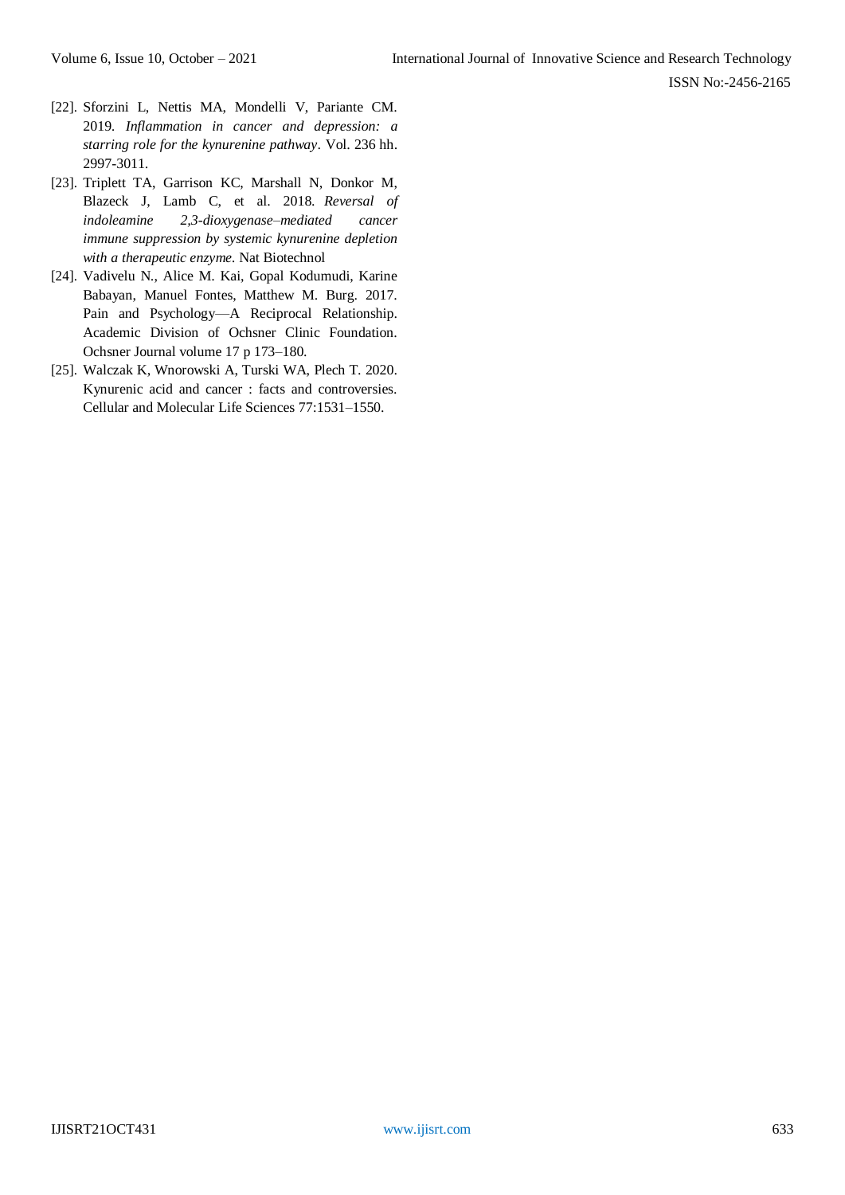[22]. Sforzini L, Nettis MA, Mondelli V, Pariante CM. 2019. *Inflammation in cancer and depression: a starring role for the kynurenine pathway*. Vol. 236 hh. 2997-3011.

[23]. Triplett TA, Garrison KC, Marshall N, Donkor M, Blazeck J, Lamb C, et al. 2018. *Reversal of indoleamine 2,3-dioxygenase–mediated cancer immune suppression by systemic kynurenine depletion with a therapeutic enzyme.* Nat Biotechnol

[24]. Vadivelu N., Alice M. Kai, Gopal Kodumudi, Karine Babayan, Manuel Fontes, Matthew M. Burg. 2017. Pain and Psychology—A Reciprocal Relationship. Academic Division of Ochsner Clinic Foundation. Ochsner Journal volume 17 p 173–180.

[25]. Walczak K, Wnorowski A, Turski WA, Plech T. 2020. Kynurenic acid and cancer : facts and controversies. Cellular and Molecular Life Sciences 77:1531–1550.